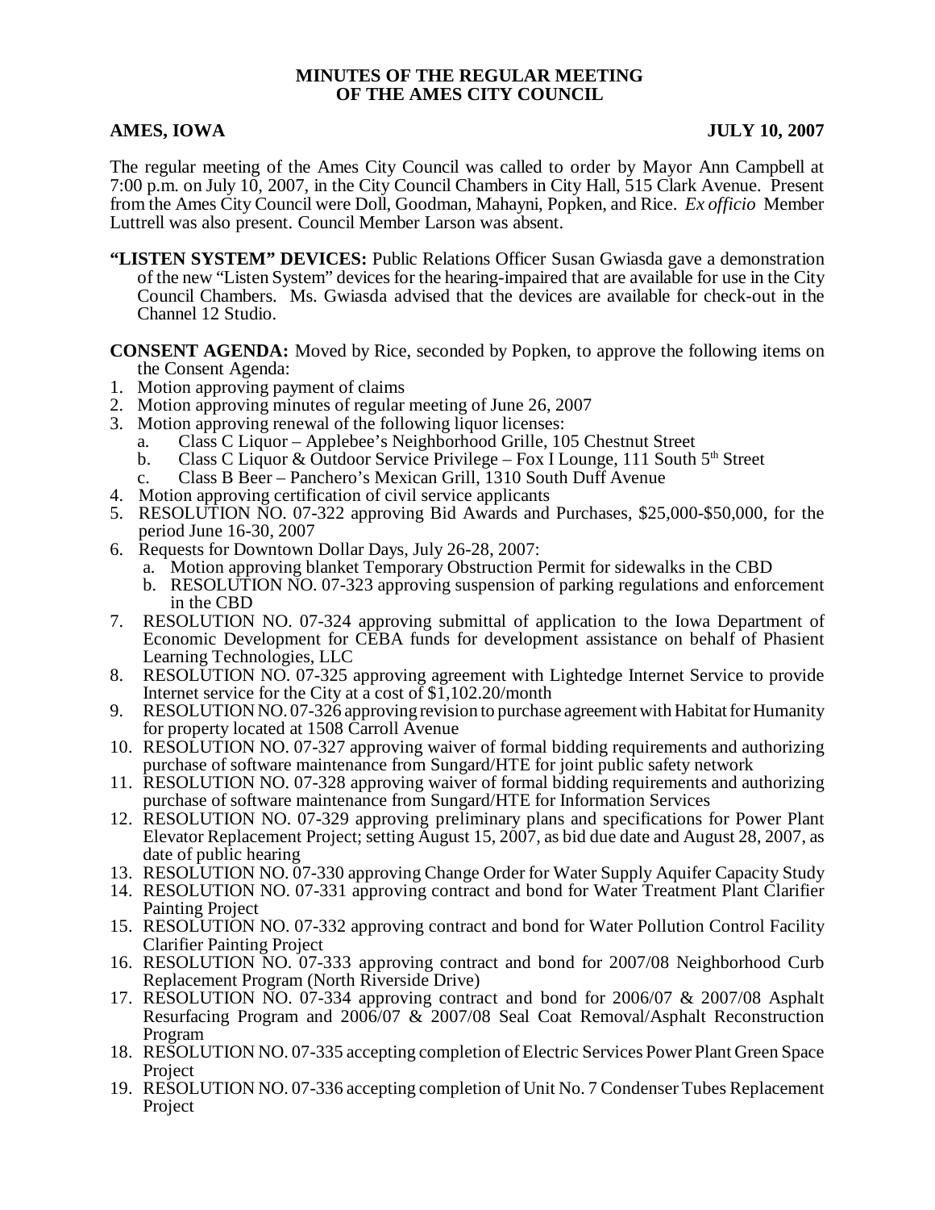**MINUTES OF THE REGULAR MEETING**
**OF THE AMES CITY COUNCIL**

**AMES, IOWA** **JULY 10, 2007**

The regular meeting of the Ames City Council was called to order by Mayor Ann Campbell at 7:00 p.m. on July 10, 2007, in the City Council Chambers in City Hall, 515 Clark Avenue. Present from the Ames City Council were Doll, Goodman, Mahayni, Popken, and Rice. *Ex officio* Member Luttrell was also present. Council Member Larson was absent.

**"LISTEN SYSTEM" DEVICES:** Public Relations Officer Susan Gwiasda gave a demonstration of the new "Listen System" devices for the hearing-impaired that are available for use in the City Council Chambers. Ms. Gwiasda advised that the devices are available for check-out in the Channel 12 Studio.

**CONSENT AGENDA:** Moved by Rice, seconded by Popken, to approve the following items on the Consent Agenda:

1. Motion approving payment of claims
2. Motion approving minutes of regular meeting of June 26, 2007
3. Motion approving renewal of the following liquor licenses:
   a. Class C Liquor – Applebee's Neighborhood Grille, 105 Chestnut Street
   b. Class C Liquor & Outdoor Service Privilege – Fox I Lounge, 111 South 5th Street
   c. Class B Beer – Panchero's Mexican Grill, 1310 South Duff Avenue
4. Motion approving certification of civil service applicants
5. RESOLUTION NO. 07-322 approving Bid Awards and Purchases, $25,000-$50,000, for the period June 16-30, 2007
6. Requests for Downtown Dollar Days, July 26-28, 2007:
   a. Motion approving blanket Temporary Obstruction Permit for sidewalks in the CBD
   b. RESOLUTION NO. 07-323 approving suspension of parking regulations and enforcement in the CBD
7. RESOLUTION NO. 07-324 approving submittal of application to the Iowa Department of Economic Development for CEBA funds for development assistance on behalf of Phasient Learning Technologies, LLC
8. RESOLUTION NO. 07-325 approving agreement with Lightedge Internet Service to provide Internet service for the City at a cost of $1,102.20/month
9. RESOLUTION NO. 07-326 approving revision to purchase agreement with Habitat for Humanity for property located at 1508 Carroll Avenue
10. RESOLUTION NO. 07-327 approving waiver of formal bidding requirements and authorizing purchase of software maintenance from Sungard/HTE for joint public safety network
11. RESOLUTION NO. 07-328 approving waiver of formal bidding requirements and authorizing purchase of software maintenance from Sungard/HTE for Information Services
12. RESOLUTION NO. 07-329 approving preliminary plans and specifications for Power Plant Elevator Replacement Project; setting August 15, 2007, as bid due date and August 28, 2007, as date of public hearing
13. RESOLUTION NO. 07-330 approving Change Order for Water Supply Aquifer Capacity Study
14. RESOLUTION NO. 07-331 approving contract and bond for Water Treatment Plant Clarifier Painting Project
15. RESOLUTION NO. 07-332 approving contract and bond for Water Pollution Control Facility Clarifier Painting Project
16. RESOLUTION NO. 07-333 approving contract and bond for 2007/08 Neighborhood Curb Replacement Program (North Riverside Drive)
17. RESOLUTION NO. 07-334 approving contract and bond for 2006/07 & 2007/08 Asphalt Resurfacing Program and 2006/07 & 2007/08 Seal Coat Removal/Asphalt Reconstruction Program
18. RESOLUTION NO. 07-335 accepting completion of Electric Services Power Plant Green Space Project
19. RESOLUTION NO. 07-336 accepting completion of Unit No. 7 Condenser Tubes Replacement Project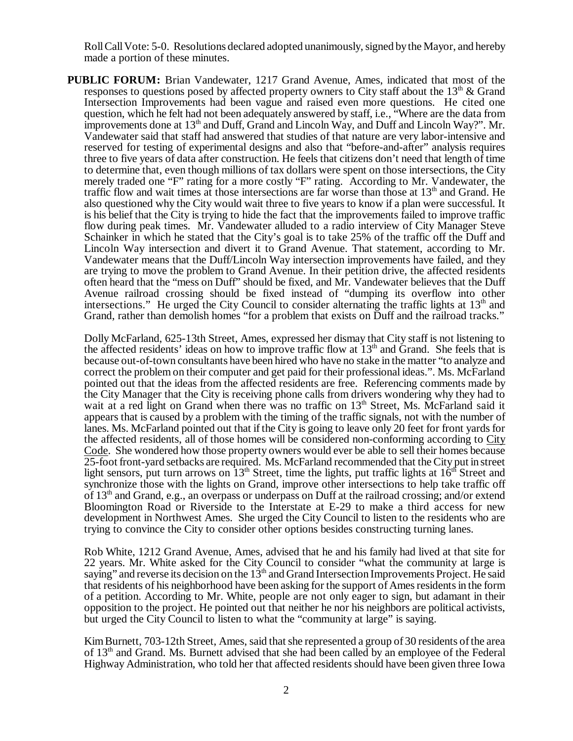Roll Call Vote: 5-0. Resolutions declared adopted unanimously, signed by the Mayor, and hereby made a portion of these minutes.

**PUBLIC FORUM:** Brian Vandewater, 1217 Grand Avenue, Ames, indicated that most of the responses to questions posed by affected property owners to City staff about the 13th & Grand Intersection Improvements had been vague and raised even more questions. He cited one question, which he felt had not been adequately answered by staff, i.e., "Where are the data from improvements done at 13th and Duff, Grand and Lincoln Way, and Duff and Lincoln Way?". Mr. Vandewater said that staff had answered that studies of that nature are very labor-intensive and reserved for testing of experimental designs and also that "before-and-after" analysis requires three to five years of data after construction. He feels that citizens don't need that length of time to determine that, even though millions of tax dollars were spent on those intersections, the City merely traded one "F" rating for a more costly "F" rating. According to Mr. Vandewater, the traffic flow and wait times at those intersections are far worse than those at 13th and Grand. He also questioned why the City would wait three to five years to know if a plan were successful. It is his belief that the City is trying to hide the fact that the improvements failed to improve traffic flow during peak times. Mr. Vandewater alluded to a radio interview of City Manager Steve Schainker in which he stated that the City's goal is to take 25% of the traffic off the Duff and Lincoln Way intersection and divert it to Grand Avenue. That statement, according to Mr. Vandewater means that the Duff/Lincoln Way intersection improvements have failed, and they are trying to move the problem to Grand Avenue. In their petition drive, the affected residents often heard that the "mess on Duff" should be fixed, and Mr. Vandewater believes that the Duff Avenue railroad crossing should be fixed instead of "dumping its overflow into other intersections." He urged the City Council to consider alternating the traffic lights at 13th and Grand, rather than demolish homes "for a problem that exists on Duff and the railroad tracks."

Dolly McFarland, 625-13th Street, Ames, expressed her dismay that City staff is not listening to the affected residents' ideas on how to improve traffic flow at 13th and Grand. She feels that is because out-of-town consultants have been hired who have no stake in the matter "to analyze and correct the problem on their computer and get paid for their professional ideas.". Ms. McFarland pointed out that the ideas from the affected residents are free. Referencing comments made by the City Manager that the City is receiving phone calls from drivers wondering why they had to wait at a red light on Grand when there was no traffic on 13th Street, Ms. McFarland said it appears that is caused by a problem with the timing of the traffic signals, not with the number of lanes. Ms. McFarland pointed out that if the City is going to leave only 20 feet for front yards for the affected residents, all of those homes will be considered non-conforming according to City Code. She wondered how those property owners would ever be able to sell their homes because 25-foot front-yard setbacks are required. Ms. McFarland recommended that the City put in street light sensors, put turn arrows on 13th Street, time the lights, put traffic lights at 16th Street and synchronize those with the lights on Grand, improve other intersections to help take traffic off of 13th and Grand, e.g., an overpass or underpass on Duff at the railroad crossing; and/or extend Bloomington Road or Riverside to the Interstate at E-29 to make a third access for new development in Northwest Ames. She urged the City Council to listen to the residents who are trying to convince the City to consider other options besides constructing turning lanes.

Rob White, 1212 Grand Avenue, Ames, advised that he and his family had lived at that site for 22 years. Mr. White asked for the City Council to consider "what the community at large is saying" and reverse its decision on the 13th and Grand Intersection Improvements Project. He said that residents of his neighborhood have been asking for the support of Ames residents in the form of a petition. According to Mr. White, people are not only eager to sign, but adamant in their opposition to the project. He pointed out that neither he nor his neighbors are political activists, but urged the City Council to listen to what the "community at large" is saying.

Kim Burnett, 703-12th Street, Ames, said that she represented a group of 30 residents of the area of 13th and Grand. Ms. Burnett advised that she had been called by an employee of the Federal Highway Administration, who told her that affected residents should have been given three Iowa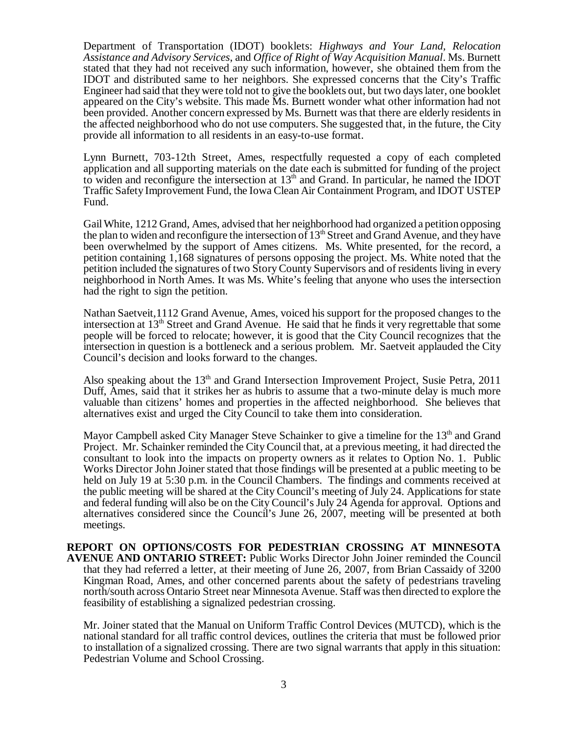Department of Transportation (IDOT) booklets: *Highways and Your Land*, *Relocation Assistance and Advisory Services*, and *Office of Right of Way Acquisition Manual*. Ms. Burnett stated that they had not received any such information, however, she obtained them from the IDOT and distributed same to her neighbors. She expressed concerns that the City's Traffic Engineer had said that they were told not to give the booklets out, but two days later, one booklet appeared on the City's website. This made Ms. Burnett wonder what other information had not been provided. Another concern expressed by Ms. Burnett was that there are elderly residents in the affected neighborhood who do not use computers. She suggested that, in the future, the City provide all information to all residents in an easy-to-use format.

Lynn Burnett, 703-12th Street, Ames, respectfully requested a copy of each completed application and all supporting materials on the date each is submitted for funding of the project to widen and reconfigure the intersection at 13th and Grand. In particular, he named the IDOT Traffic Safety Improvement Fund, the Iowa Clean Air Containment Program, and IDOT USTEP Fund.

Gail White, 1212 Grand, Ames, advised that her neighborhood had organized a petition opposing the plan to widen and reconfigure the intersection of 13th Street and Grand Avenue, and they have been overwhelmed by the support of Ames citizens. Ms. White presented, for the record, a petition containing 1,168 signatures of persons opposing the project. Ms. White noted that the petition included the signatures of two Story County Supervisors and of residents living in every neighborhood in North Ames. It was Ms. White's feeling that anyone who uses the intersection had the right to sign the petition.

Nathan Saetveit,1112 Grand Avenue, Ames, voiced his support for the proposed changes to the intersection at 13th Street and Grand Avenue. He said that he finds it very regrettable that some people will be forced to relocate; however, it is good that the City Council recognizes that the intersection in question is a bottleneck and a serious problem. Mr. Saetveit applauded the City Council's decision and looks forward to the changes.

Also speaking about the 13th and Grand Intersection Improvement Project, Susie Petra, 2011 Duff, Ames, said that it strikes her as hubris to assume that a two-minute delay is much more valuable than citizens' homes and properties in the affected neighborhood. She believes that alternatives exist and urged the City Council to take them into consideration.

Mayor Campbell asked City Manager Steve Schainker to give a timeline for the 13th and Grand Project. Mr. Schainker reminded the City Council that, at a previous meeting, it had directed the consultant to look into the impacts on property owners as it relates to Option No. 1. Public Works Director John Joiner stated that those findings will be presented at a public meeting to be held on July 19 at 5:30 p.m. in the Council Chambers. The findings and comments received at the public meeting will be shared at the City Council's meeting of July 24. Applications for state and federal funding will also be on the City Council's July 24 Agenda for approval. Options and alternatives considered since the Council's June 26, 2007, meeting will be presented at both meetings.

**REPORT ON OPTIONS/COSTS FOR PEDESTRIAN CROSSING AT MINNESOTA AVENUE AND ONTARIO STREET:** Public Works Director John Joiner reminded the Council that they had referred a letter, at their meeting of June 26, 2007, from Brian Cassaidy of 3200 Kingman Road, Ames, and other concerned parents about the safety of pedestrians traveling north/south across Ontario Street near Minnesota Avenue. Staff was then directed to explore the feasibility of establishing a signalized pedestrian crossing.

Mr. Joiner stated that the Manual on Uniform Traffic Control Devices (MUTCD), which is the national standard for all traffic control devices, outlines the criteria that must be followed prior to installation of a signalized crossing. There are two signal warrants that apply in this situation: Pedestrian Volume and School Crossing.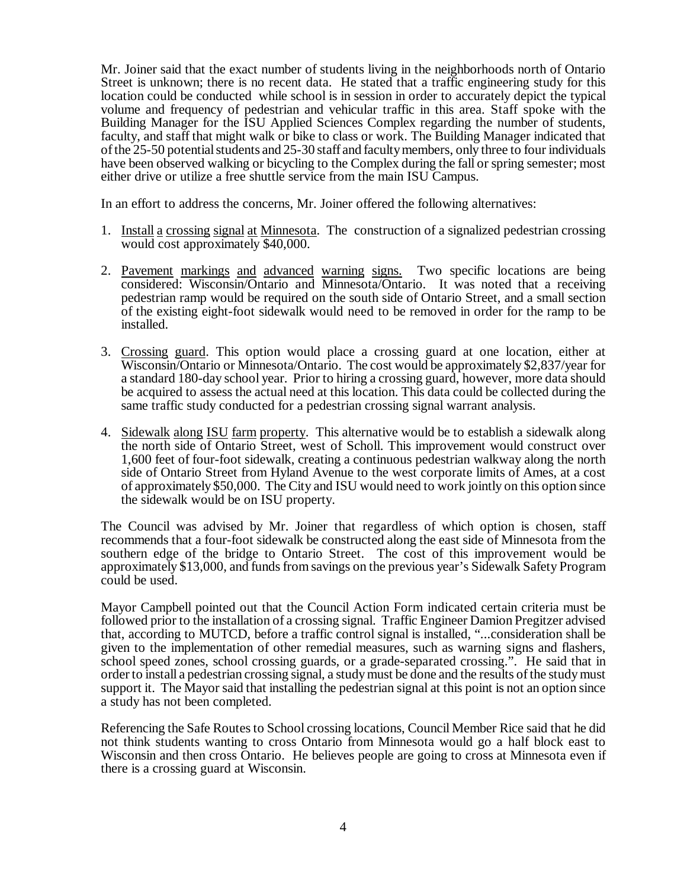Mr. Joiner said that the exact number of students living in the neighborhoods north of Ontario Street is unknown; there is no recent data. He stated that a traffic engineering study for this location could be conducted while school is in session in order to accurately depict the typical volume and frequency of pedestrian and vehicular traffic in this area. Staff spoke with the Building Manager for the ISU Applied Sciences Complex regarding the number of students, faculty, and staff that might walk or bike to class or work. The Building Manager indicated that of the 25-50 potential students and 25-30 staff and faculty members, only three to four individuals have been observed walking or bicycling to the Complex during the fall or spring semester; most either drive or utilize a free shuttle service from the main ISU Campus.

In an effort to address the concerns, Mr. Joiner offered the following alternatives:

1. Install a crossing signal at Minnesota. The construction of a signalized pedestrian crossing would cost approximately $40,000.

2. Pavement markings and advanced warning signs. Two specific locations are being considered: Wisconsin/Ontario and Minnesota/Ontario. It was noted that a receiving pedestrian ramp would be required on the south side of Ontario Street, and a small section of the existing eight-foot sidewalk would need to be removed in order for the ramp to be installed.

3. Crossing guard. This option would place a crossing guard at one location, either at Wisconsin/Ontario or Minnesota/Ontario. The cost would be approximately $2,837/year for a standard 180-day school year. Prior to hiring a crossing guard, however, more data should be acquired to assess the actual need at this location. This data could be collected during the same traffic study conducted for a pedestrian crossing signal warrant analysis.

4. Sidewalk along ISU farm property. This alternative would be to establish a sidewalk along the north side of Ontario Street, west of Scholl. This improvement would construct over 1,600 feet of four-foot sidewalk, creating a continuous pedestrian walkway along the north side of Ontario Street from Hyland Avenue to the west corporate limits of Ames, at a cost of approximately $50,000. The City and ISU would need to work jointly on this option since the sidewalk would be on ISU property.

The Council was advised by Mr. Joiner that regardless of which option is chosen, staff recommends that a four-foot sidewalk be constructed along the east side of Minnesota from the southern edge of the bridge to Ontario Street. The cost of this improvement would be approximately $13,000, and funds from savings on the previous year's Sidewalk Safety Program could be used.

Mayor Campbell pointed out that the Council Action Form indicated certain criteria must be followed prior to the installation of a crossing signal. Traffic Engineer Damion Pregitzer advised that, according to MUTCD, before a traffic control signal is installed, "...consideration shall be given to the implementation of other remedial measures, such as warning signs and flashers, school speed zones, school crossing guards, or a grade-separated crossing.". He said that in order to install a pedestrian crossing signal, a study must be done and the results of the study must support it. The Mayor said that installing the pedestrian signal at this point is not an option since a study has not been completed.

Referencing the Safe Routes to School crossing locations, Council Member Rice said that he did not think students wanting to cross Ontario from Minnesota would go a half block east to Wisconsin and then cross Ontario. He believes people are going to cross at Minnesota even if there is a crossing guard at Wisconsin.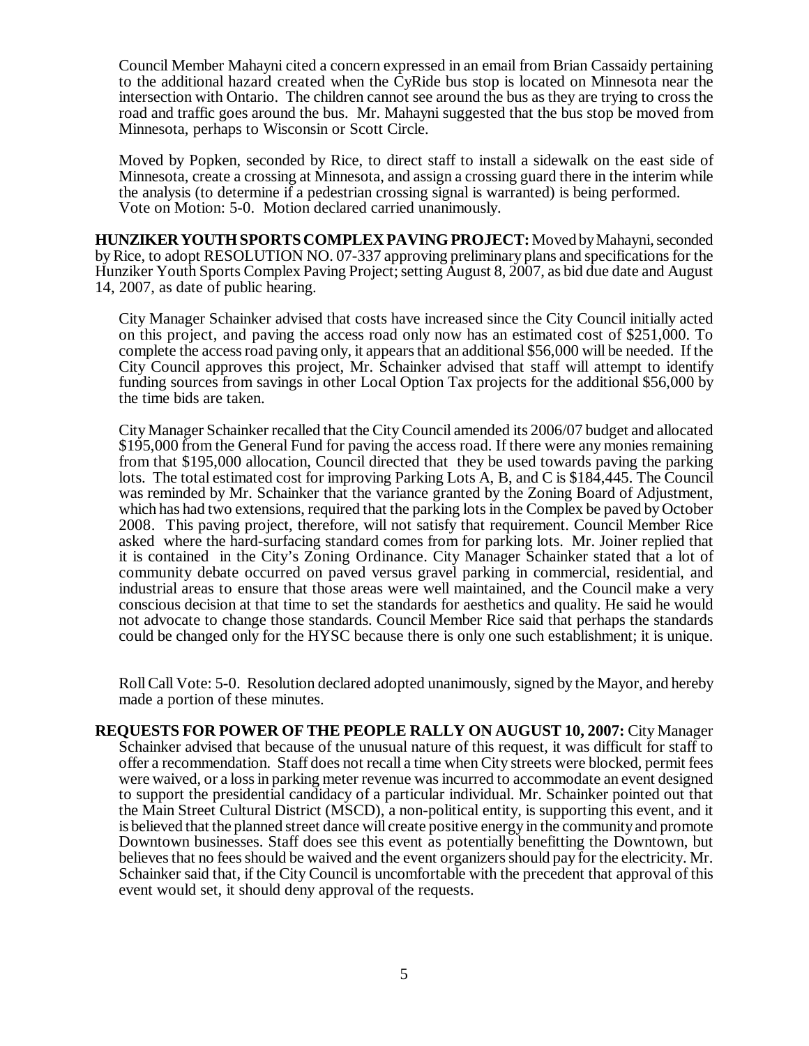Council Member Mahayni cited a concern expressed in an email from Brian Cassaidy pertaining to the additional hazard created when the CyRide bus stop is located on Minnesota near the intersection with Ontario. The children cannot see around the bus as they are trying to cross the road and traffic goes around the bus. Mr. Mahayni suggested that the bus stop be moved from Minnesota, perhaps to Wisconsin or Scott Circle.

Moved by Popken, seconded by Rice, to direct staff to install a sidewalk on the east side of Minnesota, create a crossing at Minnesota, and assign a crossing guard there in the interim while the analysis (to determine if a pedestrian crossing signal is warranted) is being performed.
Vote on Motion: 5-0. Motion declared carried unanimously.

**HUNZIKER YOUTH SPORTS COMPLEX PAVING PROJECT:** Moved by Mahayni, seconded by Rice, to adopt RESOLUTION NO. 07-337 approving preliminary plans and specifications for the Hunziker Youth Sports Complex Paving Project; setting August 8, 2007, as bid due date and August 14, 2007, as date of public hearing.

City Manager Schainker advised that costs have increased since the City Council initially acted on this project, and paving the access road only now has an estimated cost of $251,000. To complete the access road paving only, it appears that an additional $56,000 will be needed. If the City Council approves this project, Mr. Schainker advised that staff will attempt to identify funding sources from savings in other Local Option Tax projects for the additional $56,000 by the time bids are taken.

City Manager Schainker recalled that the City Council amended its 2006/07 budget and allocated $195,000 from the General Fund for paving the access road. If there were any monies remaining from that $195,000 allocation, Council directed that they be used towards paving the parking lots. The total estimated cost for improving Parking Lots A, B, and C is $184,445. The Council was reminded by Mr. Schainker that the variance granted by the Zoning Board of Adjustment, which has had two extensions, required that the parking lots in the Complex be paved by October 2008. This paving project, therefore, will not satisfy that requirement. Council Member Rice asked where the hard-surfacing standard comes from for parking lots. Mr. Joiner replied that it is contained in the City's Zoning Ordinance. City Manager Schainker stated that a lot of community debate occurred on paved versus gravel parking in commercial, residential, and industrial areas to ensure that those areas were well maintained, and the Council make a very conscious decision at that time to set the standards for aesthetics and quality. He said he would not advocate to change those standards. Council Member Rice said that perhaps the standards could be changed only for the HYSC because there is only one such establishment; it is unique.

Roll Call Vote: 5-0. Resolution declared adopted unanimously, signed by the Mayor, and hereby made a portion of these minutes.

**REQUESTS FOR POWER OF THE PEOPLE RALLY ON AUGUST 10, 2007:** City Manager Schainker advised that because of the unusual nature of this request, it was difficult for staff to offer a recommendation. Staff does not recall a time when City streets were blocked, permit fees were waived, or a loss in parking meter revenue was incurred to accommodate an event designed to support the presidential candidacy of a particular individual. Mr. Schainker pointed out that the Main Street Cultural District (MSCD), a non-political entity, is supporting this event, and it is believed that the planned street dance will create positive energy in the community and promote Downtown businesses. Staff does see this event as potentially benefitting the Downtown, but believes that no fees should be waived and the event organizers should pay for the electricity. Mr. Schainker said that, if the City Council is uncomfortable with the precedent that approval of this event would set, it should deny approval of the requests.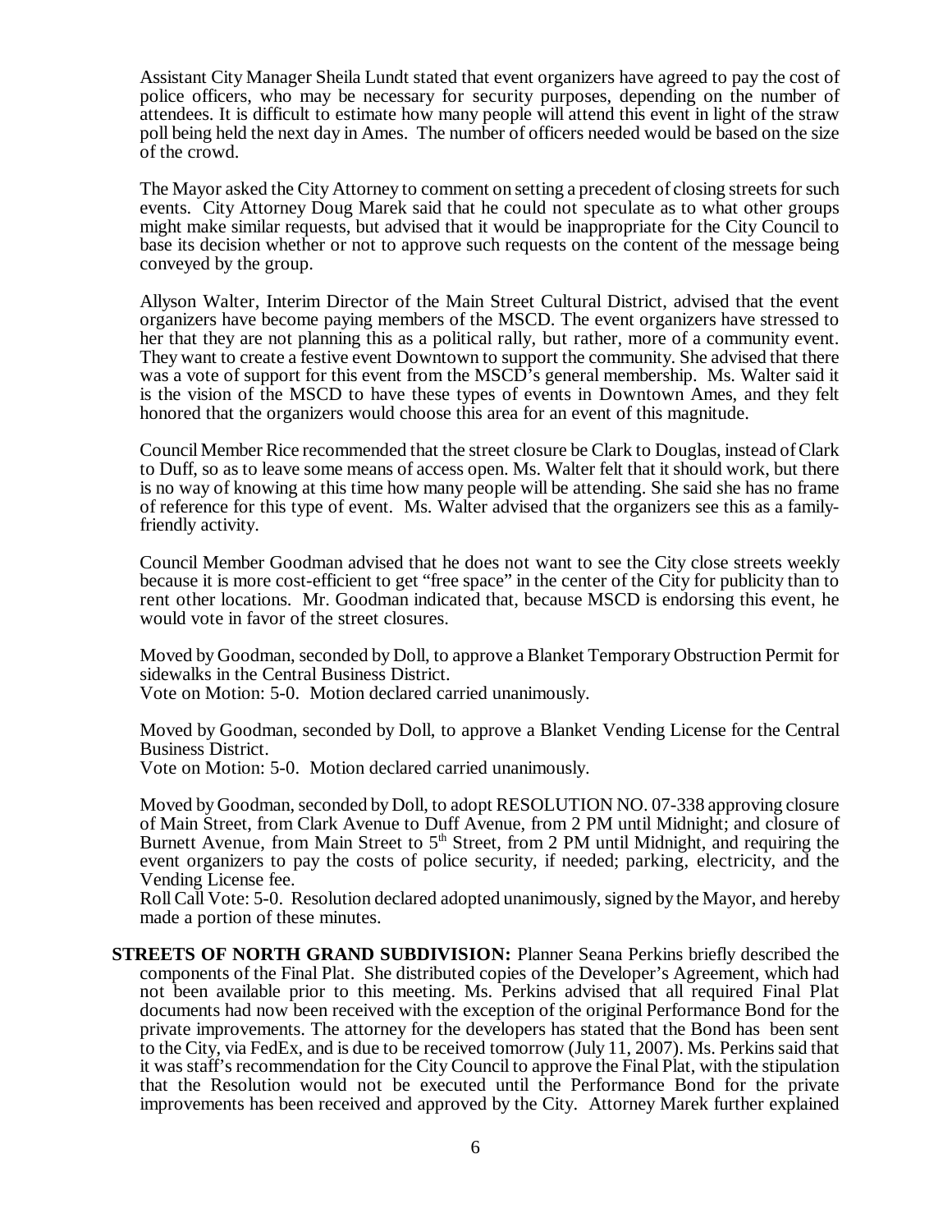Assistant City Manager Sheila Lundt stated that event organizers have agreed to pay the cost of police officers, who may be necessary for security purposes, depending on the number of attendees. It is difficult to estimate how many people will attend this event in light of the straw poll being held the next day in Ames. The number of officers needed would be based on the size of the crowd.

The Mayor asked the City Attorney to comment on setting a precedent of closing streets for such events. City Attorney Doug Marek said that he could not speculate as to what other groups might make similar requests, but advised that it would be inappropriate for the City Council to base its decision whether or not to approve such requests on the content of the message being conveyed by the group.

Allyson Walter, Interim Director of the Main Street Cultural District, advised that the event organizers have become paying members of the MSCD. The event organizers have stressed to her that they are not planning this as a political rally, but rather, more of a community event. They want to create a festive event Downtown to support the community. She advised that there was a vote of support for this event from the MSCD's general membership. Ms. Walter said it is the vision of the MSCD to have these types of events in Downtown Ames, and they felt honored that the organizers would choose this area for an event of this magnitude.

Council Member Rice recommended that the street closure be Clark to Douglas, instead of Clark to Duff, so as to leave some means of access open. Ms. Walter felt that it should work, but there is no way of knowing at this time how many people will be attending. She said she has no frame of reference for this type of event. Ms. Walter advised that the organizers see this as a family-friendly activity.

Council Member Goodman advised that he does not want to see the City close streets weekly because it is more cost-efficient to get "free space" in the center of the City for publicity than to rent other locations. Mr. Goodman indicated that, because MSCD is endorsing this event, he would vote in favor of the street closures.

Moved by Goodman, seconded by Doll, to approve a Blanket Temporary Obstruction Permit for sidewalks in the Central Business District.
Vote on Motion: 5-0. Motion declared carried unanimously.

Moved by Goodman, seconded by Doll, to approve a Blanket Vending License for the Central Business District.
Vote on Motion: 5-0. Motion declared carried unanimously.

Moved by Goodman, seconded by Doll, to adopt RESOLUTION NO. 07-338 approving closure of Main Street, from Clark Avenue to Duff Avenue, from 2 PM until Midnight; and closure of Burnett Avenue, from Main Street to 5th Street, from 2 PM until Midnight, and requiring the event organizers to pay the costs of police security, if needed; parking, electricity, and the Vending License fee.
Roll Call Vote: 5-0. Resolution declared adopted unanimously, signed by the Mayor, and hereby made a portion of these minutes.

**STREETS OF NORTH GRAND SUBDIVISION:** Planner Seana Perkins briefly described the components of the Final Plat. She distributed copies of the Developer's Agreement, which had not been available prior to this meeting. Ms. Perkins advised that all required Final Plat documents had now been received with the exception of the original Performance Bond for the private improvements. The attorney for the developers has stated that the Bond has been sent to the City, via FedEx, and is due to be received tomorrow (July 11, 2007). Ms. Perkins said that it was staff's recommendation for the City Council to approve the Final Plat, with the stipulation that the Resolution would not be executed until the Performance Bond for the private improvements has been received and approved by the City. Attorney Marek further explained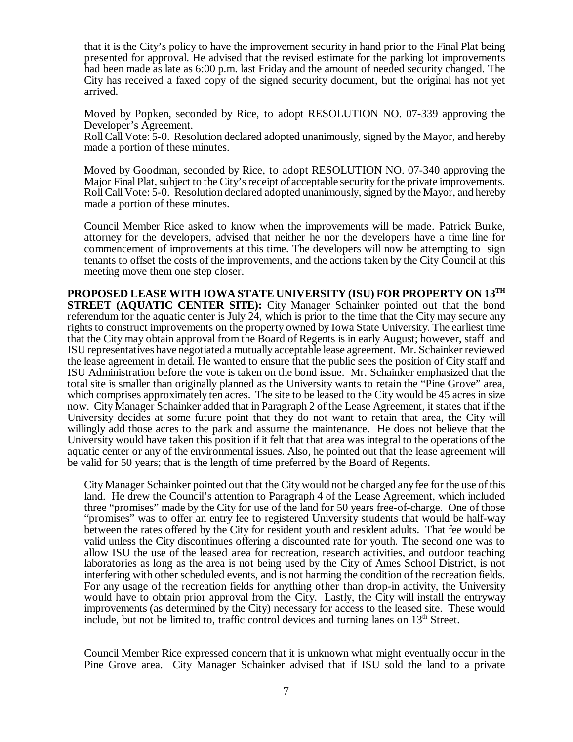that it is the City's policy to have the improvement security in hand prior to the Final Plat being presented for approval. He advised that the revised estimate for the parking lot improvements had been made as late as 6:00 p.m. last Friday and the amount of needed security changed. The City has received a faxed copy of the signed security document, but the original has not yet arrived.

Moved by Popken, seconded by Rice, to adopt RESOLUTION NO. 07-339 approving the Developer's Agreement.
Roll Call Vote: 5-0. Resolution declared adopted unanimously, signed by the Mayor, and hereby made a portion of these minutes.

Moved by Goodman, seconded by Rice, to adopt RESOLUTION NO. 07-340 approving the Major Final Plat, subject to the City's receipt of acceptable security for the private improvements.
Roll Call Vote: 5-0. Resolution declared adopted unanimously, signed by the Mayor, and hereby made a portion of these minutes.

Council Member Rice asked to know when the improvements will be made. Patrick Burke, attorney for the developers, advised that neither he nor the developers have a time line for commencement of improvements at this time. The developers will now be attempting to sign tenants to offset the costs of the improvements, and the actions taken by the City Council at this meeting move them one step closer.

**PROPOSED LEASE WITH IOWA STATE UNIVERSITY (ISU) FOR PROPERTY ON 13TH STREET (AQUATIC CENTER SITE):** City Manager Schainker pointed out that the bond referendum for the aquatic center is July 24, which is prior to the time that the City may secure any rights to construct improvements on the property owned by Iowa State University. The earliest time that the City may obtain approval from the Board of Regents is in early August; however, staff and ISU representatives have negotiated a mutually acceptable lease agreement. Mr. Schainker reviewed the lease agreement in detail. He wanted to ensure that the public sees the position of City staff and ISU Administration before the vote is taken on the bond issue. Mr. Schainker emphasized that the total site is smaller than originally planned as the University wants to retain the "Pine Grove" area, which comprises approximately ten acres. The site to be leased to the City would be 45 acres in size now. City Manager Schainker added that in Paragraph 2 of the Lease Agreement, it states that if the University decides at some future point that they do not want to retain that area, the City will willingly add those acres to the park and assume the maintenance. He does not believe that the University would have taken this position if it felt that that area was integral to the operations of the aquatic center or any of the environmental issues. Also, he pointed out that the lease agreement will be valid for 50 years; that is the length of time preferred by the Board of Regents.

City Manager Schainker pointed out that the City would not be charged any fee for the use of this land. He drew the Council's attention to Paragraph 4 of the Lease Agreement, which included three "promises" made by the City for use of the land for 50 years free-of-charge. One of those "promises" was to offer an entry fee to registered University students that would be half-way between the rates offered by the City for resident youth and resident adults. That fee would be valid unless the City discontinues offering a discounted rate for youth. The second one was to allow ISU the use of the leased area for recreation, research activities, and outdoor teaching laboratories as long as the area is not being used by the City of Ames School District, is not interfering with other scheduled events, and is not harming the condition of the recreation fields. For any usage of the recreation fields for anything other than drop-in activity, the University would have to obtain prior approval from the City. Lastly, the City will install the entryway improvements (as determined by the City) necessary for access to the leased site. These would include, but not be limited to, traffic control devices and turning lanes on 13th Street.

Council Member Rice expressed concern that it is unknown what might eventually occur in the Pine Grove area. City Manager Schainker advised that if ISU sold the land to a private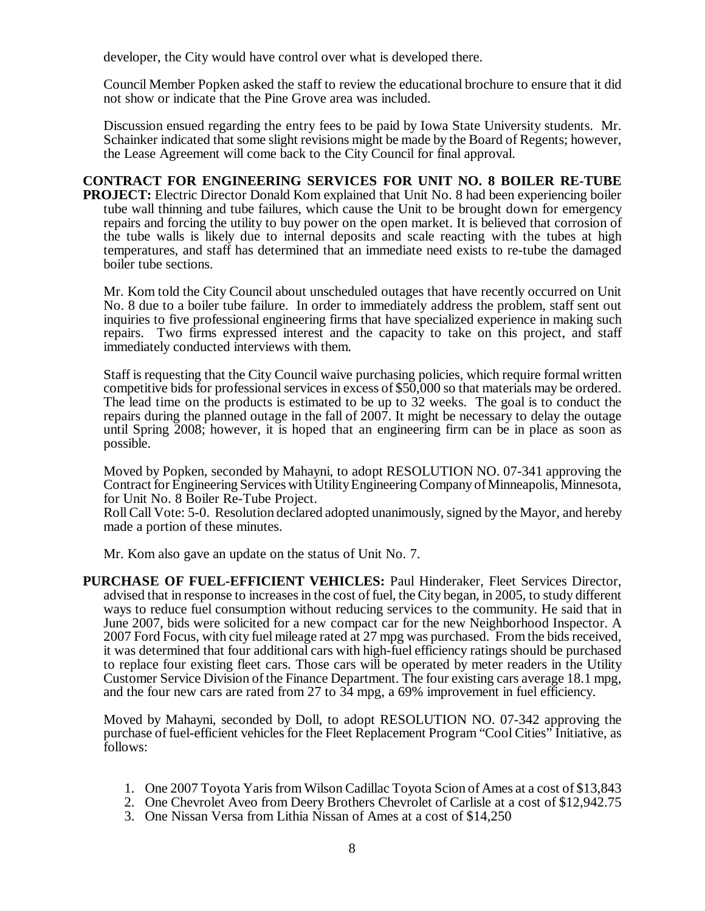developer, the City would have control over what is developed there.

Council Member Popken asked the staff to review the educational brochure to ensure that it did not show or indicate that the Pine Grove area was included.

Discussion ensued regarding the entry fees to be paid by Iowa State University students. Mr. Schainker indicated that some slight revisions might be made by the Board of Regents; however, the Lease Agreement will come back to the City Council for final approval.

**CONTRACT FOR ENGINEERING SERVICES FOR UNIT NO. 8 BOILER RE-TUBE PROJECT:** Electric Director Donald Kom explained that Unit No. 8 had been experiencing boiler tube wall thinning and tube failures, which cause the Unit to be brought down for emergency repairs and forcing the utility to buy power on the open market. It is believed that corrosion of the tube walls is likely due to internal deposits and scale reacting with the tubes at high temperatures, and staff has determined that an immediate need exists to re-tube the damaged boiler tube sections.

Mr. Kom told the City Council about unscheduled outages that have recently occurred on Unit No. 8 due to a boiler tube failure. In order to immediately address the problem, staff sent out inquiries to five professional engineering firms that have specialized experience in making such repairs. Two firms expressed interest and the capacity to take on this project, and staff immediately conducted interviews with them.

Staff is requesting that the City Council waive purchasing policies, which require formal written competitive bids for professional services in excess of $50,000 so that materials may be ordered. The lead time on the products is estimated to be up to 32 weeks. The goal is to conduct the repairs during the planned outage in the fall of 2007. It might be necessary to delay the outage until Spring 2008; however, it is hoped that an engineering firm can be in place as soon as possible.

Moved by Popken, seconded by Mahayni, to adopt RESOLUTION NO. 07-341 approving the Contract for Engineering Services with Utility Engineering Company of Minneapolis, Minnesota, for Unit No. 8 Boiler Re-Tube Project.
Roll Call Vote: 5-0. Resolution declared adopted unanimously, signed by the Mayor, and hereby made a portion of these minutes.

Mr. Kom also gave an update on the status of Unit No. 7.

**PURCHASE OF FUEL-EFFICIENT VEHICLES:** Paul Hinderaker, Fleet Services Director, advised that in response to increases in the cost of fuel, the City began, in 2005, to study different ways to reduce fuel consumption without reducing services to the community. He said that in June 2007, bids were solicited for a new compact car for the new Neighborhood Inspector. A 2007 Ford Focus, with city fuel mileage rated at 27 mpg was purchased. From the bids received, it was determined that four additional cars with high-fuel efficiency ratings should be purchased to replace four existing fleet cars. Those cars will be operated by meter readers in the Utility Customer Service Division of the Finance Department. The four existing cars average 18.1 mpg, and the four new cars are rated from 27 to 34 mpg, a 69% improvement in fuel efficiency.

Moved by Mahayni, seconded by Doll, to adopt RESOLUTION NO. 07-342 approving the purchase of fuel-efficient vehicles for the Fleet Replacement Program "Cool Cities" Initiative, as follows:

1. One 2007 Toyota Yaris from Wilson Cadillac Toyota Scion of Ames at a cost of $13,843
2. One Chevrolet Aveo from Deery Brothers Chevrolet of Carlisle at a cost of $12,942.75
3. One Nissan Versa from Lithia Nissan of Ames at a cost of $14,250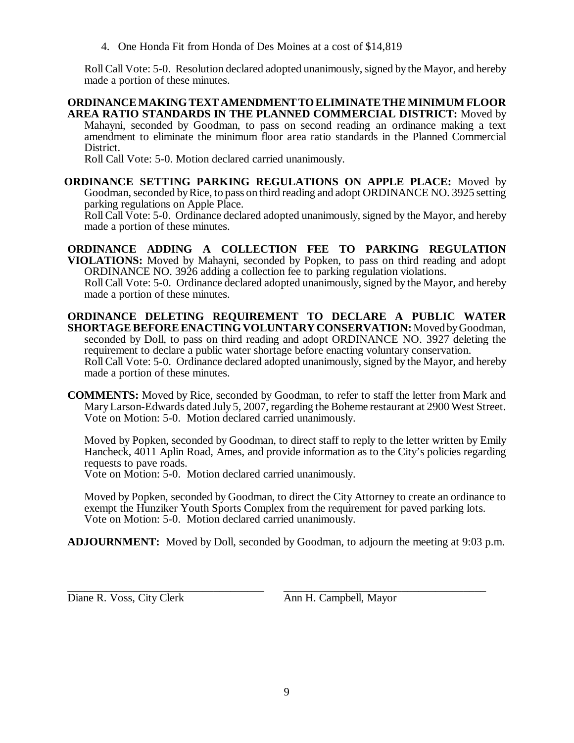4. One Honda Fit from Honda of Des Moines at a cost of $14,819

Roll Call Vote: 5-0. Resolution declared adopted unanimously, signed by the Mayor, and hereby made a portion of these minutes.

**ORDINANCE MAKING TEXT AMENDMENT TO ELIMINATE THE MINIMUM FLOOR AREA RATIO STANDARDS IN THE PLANNED COMMERCIAL DISTRICT:** Moved by Mahayni, seconded by Goodman, to pass on second reading an ordinance making a text amendment to eliminate the minimum floor area ratio standards in the Planned Commercial District.
Roll Call Vote: 5-0. Motion declared carried unanimously.

**ORDINANCE SETTING PARKING REGULATIONS ON APPLE PLACE:** Moved by Goodman, seconded by Rice, to pass on third reading and adopt ORDINANCE NO. 3925 setting parking regulations on Apple Place.
Roll Call Vote: 5-0. Ordinance declared adopted unanimously, signed by the Mayor, and hereby made a portion of these minutes.

**ORDINANCE ADDING A COLLECTION FEE TO PARKING REGULATION VIOLATIONS:** Moved by Mahayni, seconded by Popken, to pass on third reading and adopt ORDINANCE NO. 3926 adding a collection fee to parking regulation violations.
Roll Call Vote: 5-0. Ordinance declared adopted unanimously, signed by the Mayor, and hereby made a portion of these minutes.

**ORDINANCE DELETING REQUIREMENT TO DECLARE A PUBLIC WATER SHORTAGE BEFORE ENACTING VOLUNTARY CONSERVATION:** Moved by Goodman, seconded by Doll, to pass on third reading and adopt ORDINANCE NO. 3927 deleting the requirement to declare a public water shortage before enacting voluntary conservation.
Roll Call Vote: 5-0. Ordinance declared adopted unanimously, signed by the Mayor, and hereby made a portion of these minutes.

**COMMENTS:** Moved by Rice, seconded by Goodman, to refer to staff the letter from Mark and Mary Larson-Edwards dated July 5, 2007, regarding the Boheme restaurant at 2900 West Street.
Vote on Motion: 5-0. Motion declared carried unanimously.

Moved by Popken, seconded by Goodman, to direct staff to reply to the letter written by Emily Hancheck, 4011 Aplin Road, Ames, and provide information as to the City's policies regarding requests to pave roads.
Vote on Motion: 5-0. Motion declared carried unanimously.

Moved by Popken, seconded by Goodman, to direct the City Attorney to create an ordinance to exempt the Hunziker Youth Sports Complex from the requirement for paved parking lots.
Vote on Motion: 5-0. Motion declared carried unanimously.

**ADJOURNMENT:** Moved by Doll, seconded by Goodman, to adjourn the meeting at 9:03 p.m.

\_\_\_\_\_\_\_\_\_\_\_\_\_\_\_\_\_\_\_\_\_\_\_\_\_\_\_\_\_\_\_\_ \_\_\_\_\_\_\_\_\_\_\_\_\_\_\_\_\_\_\_\_\_\_\_\_\_\_\_\_\_\_\_\_

Diane R. Voss, City Clerk    Ann H. Campbell, Mayor